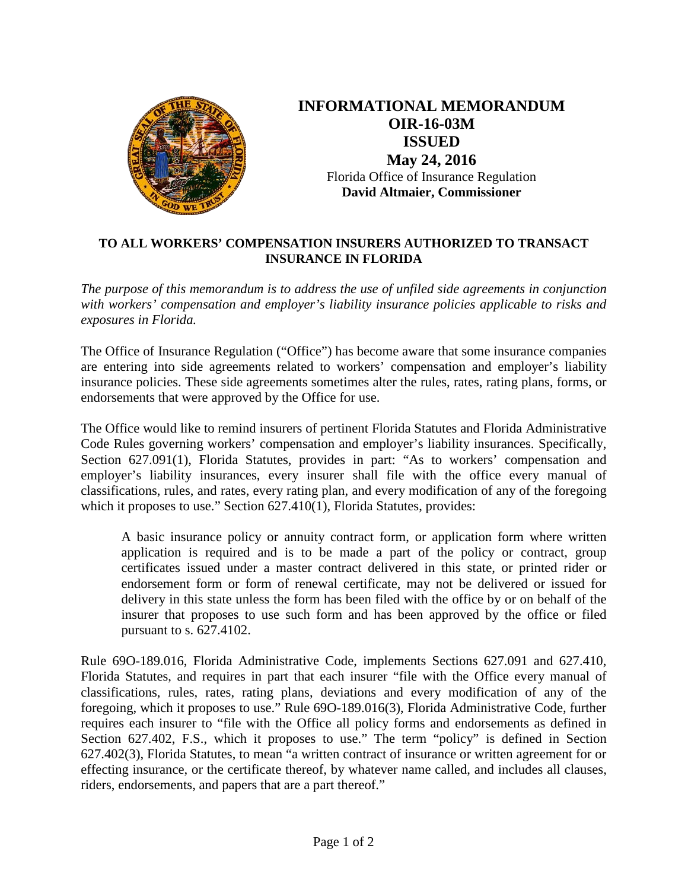# INFORMATIONAL MEMORANDUM
# OIR-16-03M
# ISSUED
## May 24, 2016

Florida Office of Insurance Regulation
**David Altmaier, Commissioner**

**TO ALL WORKERS' COMPENSATION INSURERS AUTHORIZED TO TRANSACT INSURANCE IN FLORIDA**

*The purpose of this memorandum is to address the use of unfiled side agreements in conjunction with workers' compensation and employer's liability insurance policies applicable to risks and exposures in Florida.*

The Office of Insurance Regulation ("Office") has become aware that some insurance companies are entering into side agreements related to workers' compensation and employer's liability insurance policies. These side agreements sometimes alter the rules, rates, rating plans, forms, or endorsements that were approved by the Office for use.

The Office would like to remind insurers of pertinent Florida Statutes and Florida Administrative Code Rules governing workers' compensation and employer's liability insurances. Specifically, Section 627.091(1), Florida Statutes, provides in part: "As to workers' compensation and employer's liability insurances, every insurer shall file with the office every manual of classifications, rules, and rates, every rating plan, and every modification of any of the foregoing which it proposes to use." Section 627.410(1), Florida Statutes, provides:

> A basic insurance policy or annuity contract form, or application form where written application is required and is to be made a part of the policy or contract, group certificates issued under a master contract delivered in this state, or printed rider or endorsement form or form of renewal certificate, may not be delivered or issued for delivery in this state unless the form has been filed with the office by or on behalf of the insurer that proposes to use such form and has been approved by the office or filed pursuant to s. 627.4102.

Rule 69O-189.016, Florida Administrative Code, implements Sections 627.091 and 627.410, Florida Statutes, and requires in part that each insurer "file with the Office every manual of classifications, rules, rates, rating plans, deviations and every modification of any of the foregoing, which it proposes to use." Rule 69O-189.016(3), Florida Administrative Code, further requires each insurer to "file with the Office all policy forms and endorsements as defined in Section 627.402, F.S., which it proposes to use." The term "policy" is defined in Section 627.402(3), Florida Statutes, to mean "a written contract of insurance or written agreement for or effecting insurance, or the certificate thereof, by whatever name called, and includes all clauses, riders, endorsements, and papers that are a part thereof."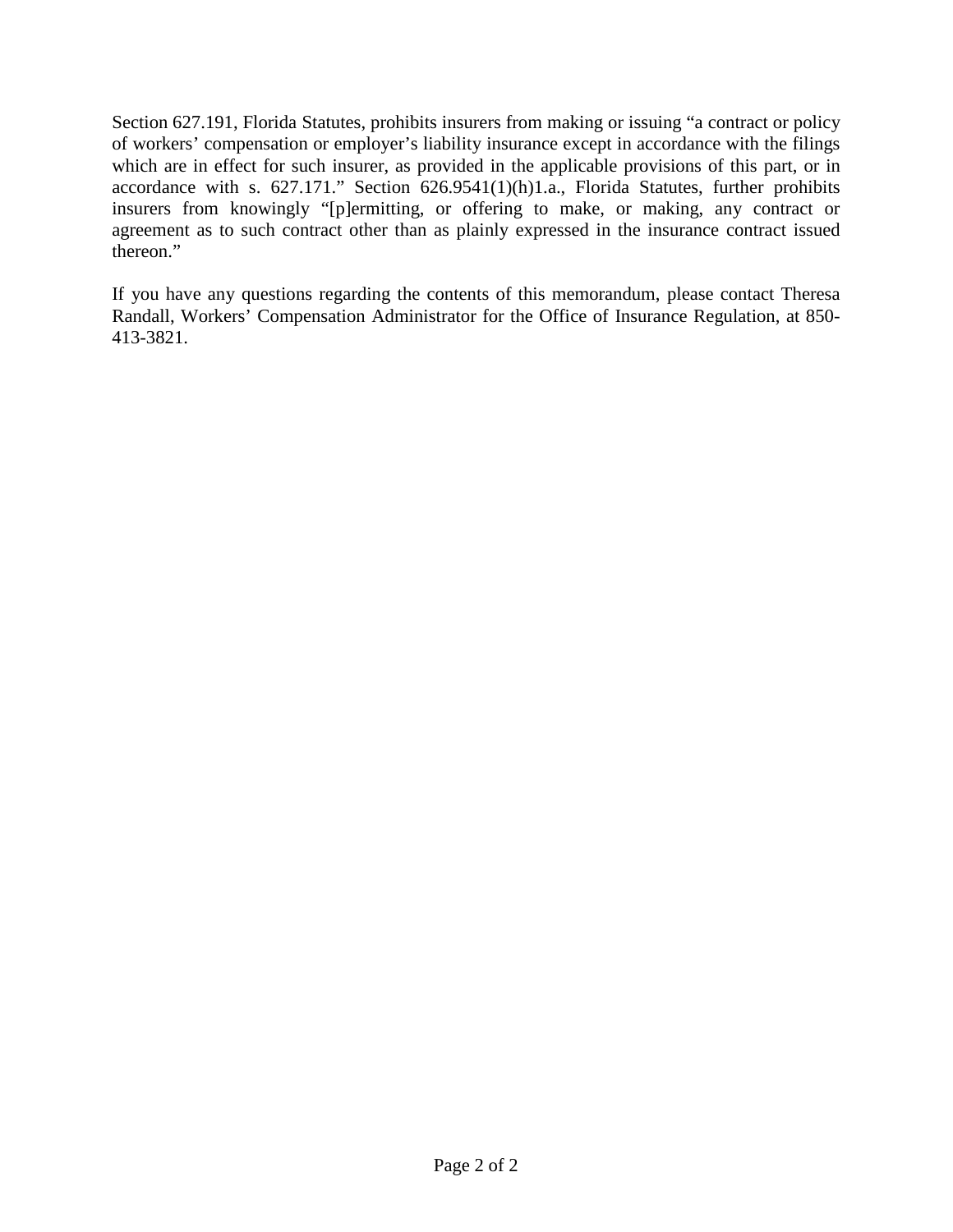Section 627.191, Florida Statutes, prohibits insurers from making or issuing "a contract or policy of workers' compensation or employer's liability insurance except in accordance with the filings which are in effect for such insurer, as provided in the applicable provisions of this part, or in accordance with s. 627.171." Section 626.9541(1)(h)1.a., Florida Statutes, further prohibits insurers from knowingly "[p]ermitting, or offering to make, or making, any contract or agreement as to such contract other than as plainly expressed in the insurance contract issued thereon."

If you have any questions regarding the contents of this memorandum, please contact Theresa Randall, Workers' Compensation Administrator for the Office of Insurance Regulation, at 850-413-3821.